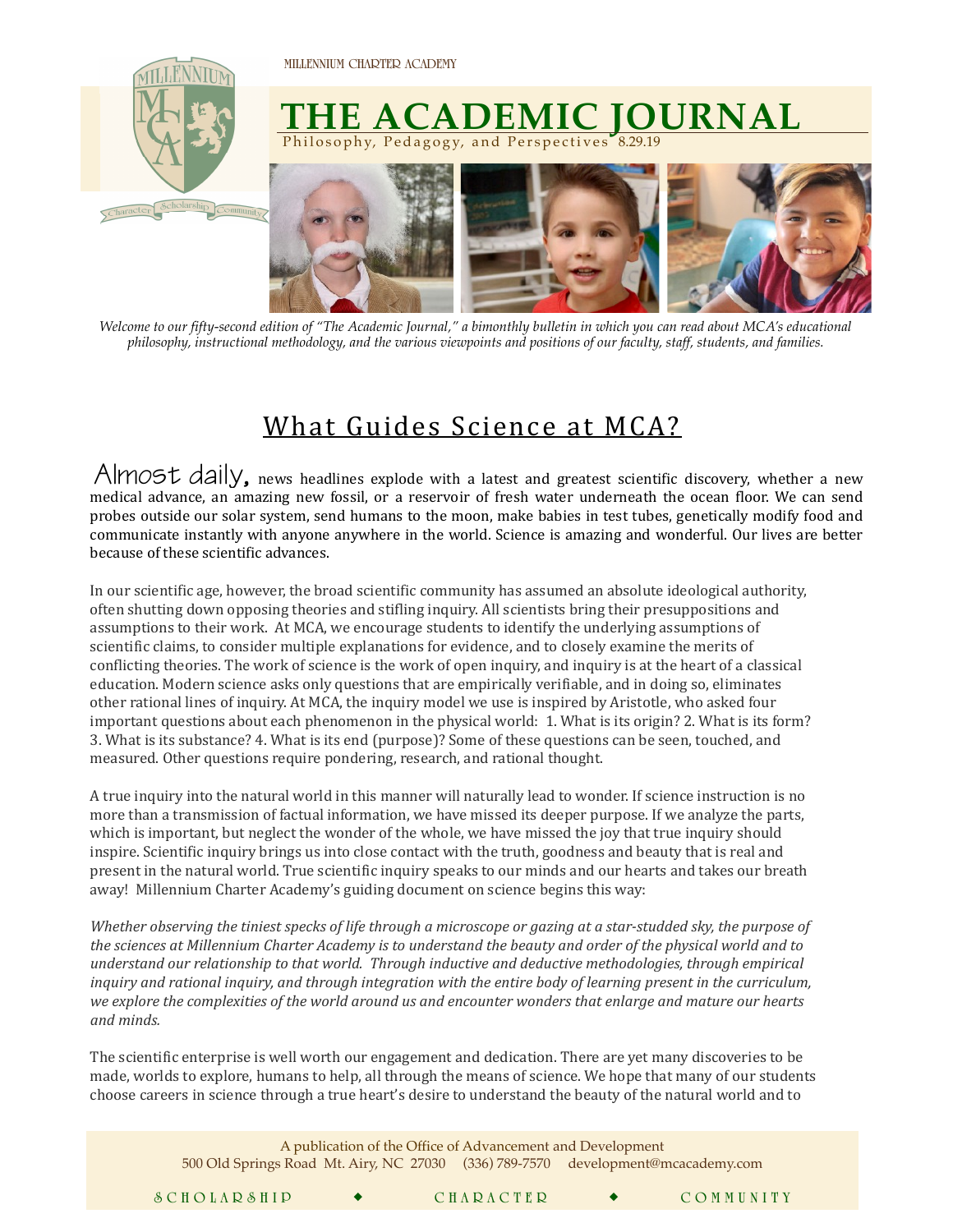MILLENNIUM CHARTER ACADEMY

# THE ACADEMIC JOURNAL

Philosophy, Pedagogy, and Perspectives 8.29.19

*Welcome to our fifty-second edition of "The Academic Journal," a bimonthly bulletin in which you can read about MCA's educational philosophy, instructional methodology, and the various viewpoints and positions of our faculty, staff, students, and families.*

## What Guides Science at MCA?

Almost daily, news headlines explode with a latest and greatest scientific discovery, whether a new medical advance, an amazing new fossil, or a reservoir of fresh water underneath the ocean floor. We can send probes outside our solar system, send humans to the moon, make babies in test tubes, genetically modify food and communicate instantly with anyone anywhere in the world. Science is amazing and wonderful. Our lives are better because of these scientific advances.

In our scientific age, however, the broad scientific community has assumed an absolute ideological authority, often shutting down opposing theories and stifling inquiry. All scientists bring their presuppositions and assumptions to their work. At MCA, we encourage students to identify the underlying assumptions of scientific claims, to consider multiple explanations for evidence, and to closely examine the merits of conflicting theories. The work of science is the work of open inquiry, and inquiry is at the heart of a classical education. Modern science asks only questions that are empirically verifiable, and in doing so, eliminates other rational lines of inquiry. At MCA, the inquiry model we use is inspired by Aristotle, who asked four important questions about each phenomenon in the physical world: 1. What is its origin? 2. What is its form? 3. What is its substance? 4. What is its end (purpose)? Some of these questions can be seen, touched, and measured. Other questions require pondering, research, and rational thought.

A true inquiry into the natural world in this manner will naturally lead to wonder. If science instruction is no more than a transmission of factual information, we have missed its deeper purpose. If we analyze the parts, which is important, but neglect the wonder of the whole, we have missed the joy that true inquiry should inspire. Scientific inquiry brings us into close contact with the truth, goodness and beauty that is real and present in the natural world. True scientific inquiry speaks to our minds and our hearts and takes our breath away! Millennium Charter Academy's guiding document on science begins this way:

*Whether observing the tiniest specks of life through a microscope or gazing at a star-studded sky, the purpose of the sciences at Millennium Charter Academy is to understand the beauty and order of the physical world and to understand our relationship to that world. Through inductive and deductive methodologies, through empirical inquiry and rational inquiry, and through integration with the entire body of learning present in the curriculum, we explore the complexities of the world around us and encounter wonders that enlarge and mature our hearts and minds.*

The scientific enterprise is well worth our engagement and dedication. There are yet many discoveries to be made, worlds to explore, humans to help, all through the means of science. We hope that many of our students choose careers in science through a true heart's desire to understand the beauty of the natural world and to

A publication of the Office of Advancement and Development
500 Old Springs Road Mt. Airy, NC 27030 (336) 789-7570 development@mcacademy.com

SCHOLARSHIP ◆ CHARACTER ◆ COMMUNITY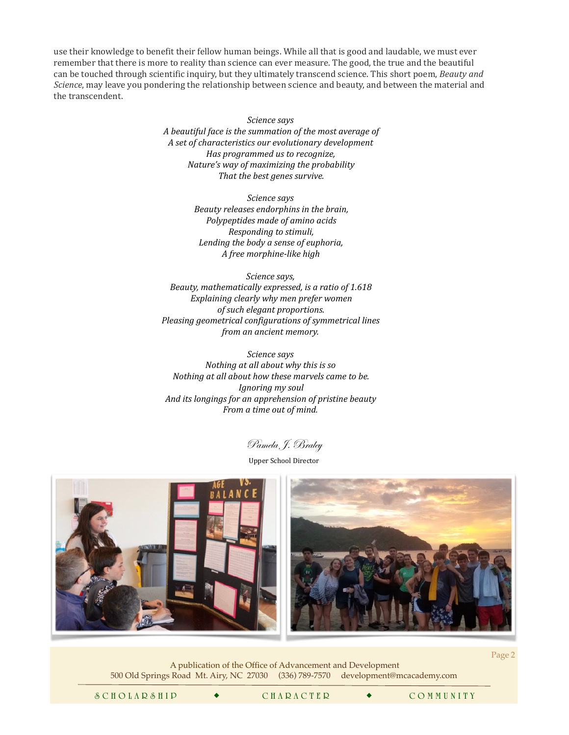use their knowledge to benefit their fellow human beings. While all that is good and laudable, we must ever remember that there is more to reality than science can ever measure. The good, the true and the beautiful can be touched through scientific inquiry, but they ultimately transcend science. This short poem, *Beauty and Science*, may leave you pondering the relationship between science and beauty, and between the material and the transcendent.

*Science says*
*A beautiful face is the summation of the most average of*
*A set of characteristics our evolutionary development*
*Has programmed us to recognize,*
*Nature's way of maximizing the probability*
*That the best genes survive.*

*Science says*
*Beauty releases endorphins in the brain,*
*Polypeptides made of amino acids*
*Responding to stimuli,*
*Lending the body a sense of euphoria,*
*A free morphine-like high*

*Science says,*
*Beauty, mathematically expressed, is a ratio of 1.618*
*Explaining clearly why men prefer women*
*of such elegant proportions.*
*Pleasing geometrical configurations of symmetrical lines*
*from an ancient memory.*

*Science says*
*Nothing at all about why this is so*
*Nothing at all about how these marvels came to be.*
*Ignoring my soul*
*And its longings for an apprehension of pristine beauty*
*From a time out of mind.*

*Pamela J. Braley*

Upper School Director

A publication of the Office of Advancement and Development
500 Old Springs Road Mt. Airy, NC 27030 (336) 789-7570 development@mcacademy.com

SCHOLARSHIP ◆ CHARACTER ◆ COMMUNITY